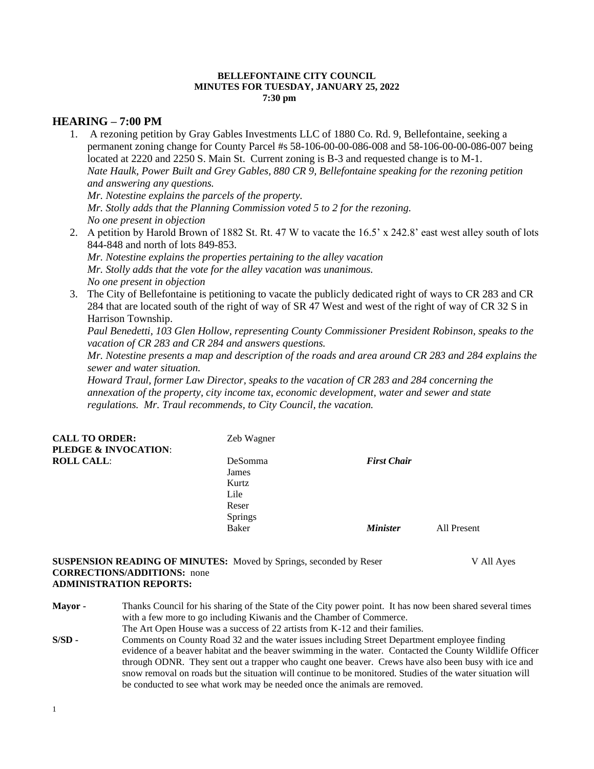**BELLEFONTAINE CITY COUNCIL**
**MINUTES FOR TUESDAY, JANUARY 25, 2022**
**7:30 pm**

## HEARING – 7:00 PM

1. A rezoning petition by Gray Gables Investments LLC of 1880 Co. Rd. 9, Bellefontaine, seeking a permanent zoning change for County Parcel #s 58-106-00-00-086-008 and 58-106-00-00-086-007 being located at 2220 and 2250 S. Main St. Current zoning is B-3 and requested change is to M-1.
   *Nate Haulk, Power Built and Grey Gables, 880 CR 9, Bellefontaine speaking for the rezoning petition and answering any questions.*
   *Mr. Notestine explains the parcels of the property.*
   *Mr. Stolly adds that the Planning Commission voted 5 to 2 for the rezoning.*
   *No one present in objection*
2. A petition by Harold Brown of 1882 St. Rt. 47 W to vacate the 16.5' x 242.8' east west alley south of lots 844-848 and north of lots 849-853.
   *Mr. Notestine explains the properties pertaining to the alley vacation*
   *Mr. Stolly adds that the vote for the alley vacation was unanimous.*
   *No one present in objection*
3. The City of Bellefontaine is petitioning to vacate the publicly dedicated right of ways to CR 283 and CR 284 that are located south of the right of way of SR 47 West and west of the right of way of CR 32 S in Harrison Township.
   *Paul Benedetti, 103 Glen Hollow, representing County Commissioner President Robinson, speaks to the vacation of CR 283 and CR 284 and answers questions.*
   *Mr. Notestine presents a map and description of the roads and area around CR 283 and 284 explains the sewer and water situation.*
   *Howard Traul, former Law Director, speaks to the vacation of CR 283 and 284 concerning the annexation of the property, city income tax, economic development, water and sewer and state regulations. Mr. Traul recommends, to City Council, the vacation.*

**CALL TO ORDER:** Zeb Wagner
**PLEDGE & INVOCATION**:
**ROLL CALL**: DeSomma *First Chair*
James
Kurtz
Lile
Reser
Springs
Baker *Minister* All Present

**SUSPENSION READING OF MINUTES:** Moved by Springs, seconded by Reser V All Ayes
**CORRECTIONS/ADDITIONS:** none
**ADMINISTRATION REPORTS:**

**Mayor -** Thanks Council for his sharing of the State of the City power point. It has now been shared several times with a few more to go including Kiwanis and the Chamber of Commerce.
The Art Open House was a success of 22 artists from K-12 and their families.

**S/SD -** Comments on County Road 32 and the water issues including Street Department employee finding evidence of a beaver habitat and the beaver swimming in the water. Contacted the County Wildlife Officer through ODNR. They sent out a trapper who caught one beaver. Crews have also been busy with ice and snow removal on roads but the situation will continue to be monitored. Studies of the water situation will be conducted to see what work may be needed once the animals are removed.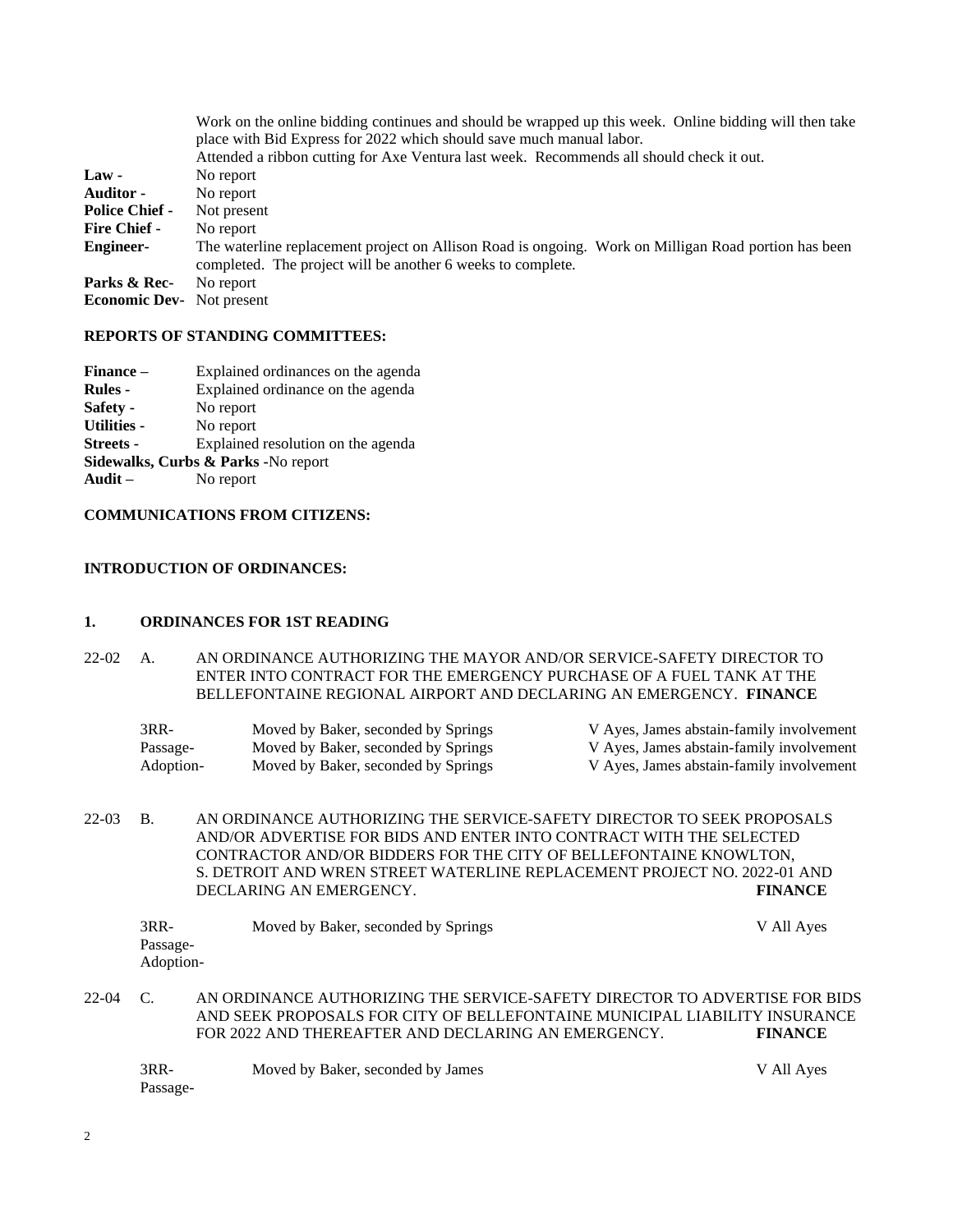Work on the online bidding continues and should be wrapped up this week. Online bidding will then take place with Bid Express for 2022 which should save much manual labor.
Attended a ribbon cutting for Axe Ventura last week. Recommends all should check it out.

**Law -** No report
**Auditor -** No report
**Police Chief -** Not present
**Fire Chief -** No report
**Engineer-** The waterline replacement project on Allison Road is ongoing. Work on Milligan Road portion has been completed. The project will be another 6 weeks to complete.
**Parks & Rec-** No report
**Economic Dev-** Not present

**REPORTS OF STANDING COMMITTEES:**

**Finance –** Explained ordinances on the agenda
**Rules -** Explained ordinance on the agenda
**Safety -** No report
**Utilities -** No report
**Streets -** Explained resolution on the agenda
**Sidewalks, Curbs & Parks -**No report
**Audit –** No report

**COMMUNICATIONS FROM CITIZENS:**

**INTRODUCTION OF ORDINANCES:**

**1. ORDINANCES FOR 1ST READING**

22-02 A. AN ORDINANCE AUTHORIZING THE MAYOR AND/OR SERVICE-SAFETY DIRECTOR TO ENTER INTO CONTRACT FOR THE EMERGENCY PURCHASE OF A FUEL TANK AT THE BELLEFONTAINE REGIONAL AIRPORT AND DECLARING AN EMERGENCY. **FINANCE**

| | | |
|---|---|---|
| 3RR- | Moved by Baker, seconded by Springs | V Ayes, James abstain-family involvement |
| Passage- | Moved by Baker, seconded by Springs | V Ayes, James abstain-family involvement |
| Adoption- | Moved by Baker, seconded by Springs | V Ayes, James abstain-family involvement |

22-03 B. AN ORDINANCE AUTHORIZING THE SERVICE-SAFETY DIRECTOR TO SEEK PROPOSALS AND/OR ADVERTISE FOR BIDS AND ENTER INTO CONTRACT WITH THE SELECTED CONTRACTOR AND/OR BIDDERS FOR THE CITY OF BELLEFONTAINE KNOWLTON, S. DETROIT AND WREN STREET WATERLINE REPLACEMENT PROJECT NO. 2022-01 AND DECLARING AN EMERGENCY. **FINANCE**

| | | |
|---|---|---|
| 3RR- | Moved by Baker, seconded by Springs | V All Ayes |
| Passage- | | |
| Adoption- | | |

22-04 C. AN ORDINANCE AUTHORIZING THE SERVICE-SAFETY DIRECTOR TO ADVERTISE FOR BIDS AND SEEK PROPOSALS FOR CITY OF BELLEFONTAINE MUNICIPAL LIABILITY INSURANCE FOR 2022 AND THEREAFTER AND DECLARING AN EMERGENCY. **FINANCE**

| | | |
|---|---|---|
| 3RR- | Moved by Baker, seconded by James | V All Ayes |
| Passage- | | |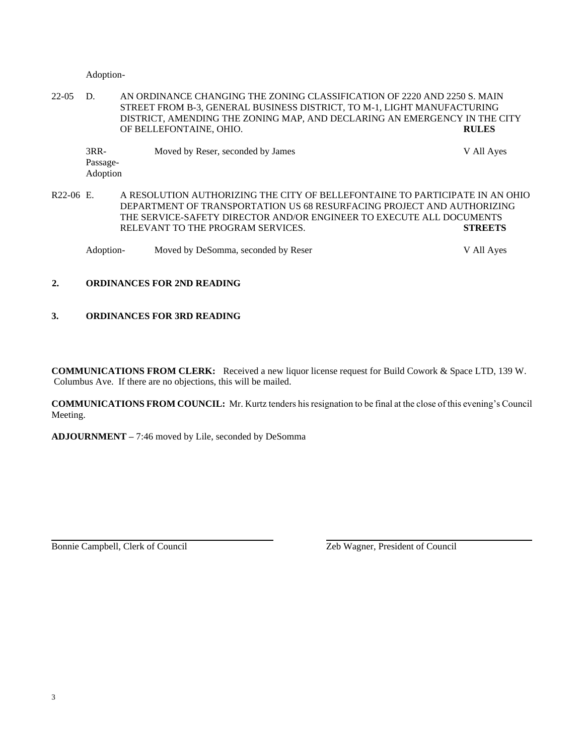Adoption-

22-05 D. AN ORDINANCE CHANGING THE ZONING CLASSIFICATION OF 2220 AND 2250 S. MAIN STREET FROM B-3, GENERAL BUSINESS DISTRICT, TO M-1, LIGHT MANUFACTURING DISTRICT, AMENDING THE ZONING MAP, AND DECLARING AN EMERGENCY IN THE CITY OF BELLEFONTAINE, OHIO. **RULES**

3RR-Passage-Adoption Moved by Reser, seconded by James V All Ayes

R22-06 E. A RESOLUTION AUTHORIZING THE CITY OF BELLEFONTAINE TO PARTICIPATE IN AN OHIO DEPARTMENT OF TRANSPORTATION US 68 RESURFACING PROJECT AND AUTHORIZING THE SERVICE-SAFETY DIRECTOR AND/OR ENGINEER TO EXECUTE ALL DOCUMENTS RELEVANT TO THE PROGRAM SERVICES. **STREETS**

Adoption- Moved by DeSomma, seconded by Reser V All Ayes

**2. ORDINANCES FOR 2ND READING**

**3. ORDINANCES FOR 3RD READING**

**COMMUNICATIONS FROM CLERK:** Received a new liquor license request for Build Cowork & Space LTD, 139 W. Columbus Ave. If there are no objections, this will be mailed.

**COMMUNICATIONS FROM COUNCIL:** Mr. Kurtz tenders his resignation to be final at the close of this evening's Council Meeting.

**ADJOURNMENT –** 7:46 moved by Lile, seconded by DeSomma

Bonnie Campbell, Clerk of Council

Zeb Wagner, President of Council